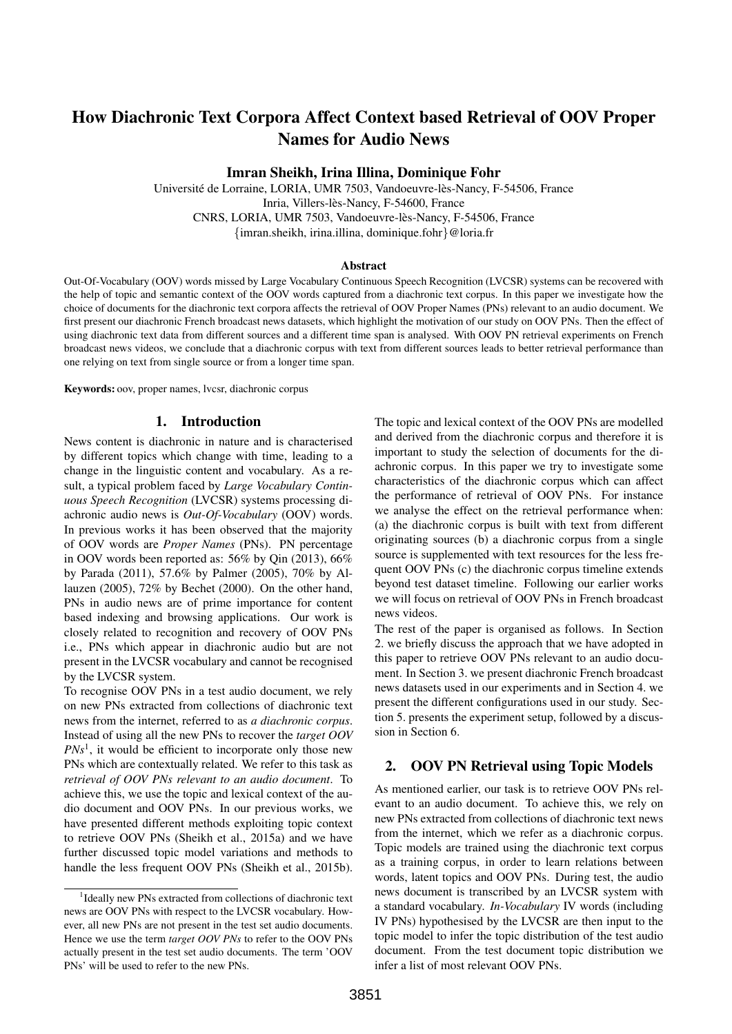# How Diachronic Text Corpora Affect Context based Retrieval of OOV Proper Names for Audio News

**Imran Sheikh, Irina Illina, Dominique Fohr**

Université de Lorraine, LORIA, UMR 7503, Vandoeuvre-lès-Nancy, F-54506, France
Inria, Villers-lès-Nancy, F-54600, France
CNRS, LORIA, UMR 7503, Vandoeuvre-lès-Nancy, F-54506, France
{imran.sheikh, irina.illina, dominique.fohr}@loria.fr

### Abstract

Out-Of-Vocabulary (OOV) words missed by Large Vocabulary Continuous Speech Recognition (LVCSR) systems can be recovered with the help of topic and semantic context of the OOV words captured from a diachronic text corpus. In this paper we investigate how the choice of documents for the diachronic text corpora affects the retrieval of OOV Proper Names (PNs) relevant to an audio document. We first present our diachronic French broadcast news datasets, which highlight the motivation of our study on OOV PNs. Then the effect of using diachronic text data from different sources and a different time span is analysed. With OOV PN retrieval experiments on French broadcast news videos, we conclude that a diachronic corpus with text from different sources leads to better retrieval performance than one relying on text from single source or from a longer time span.

**Keywords:** oov, proper names, lvcsr, diachronic corpus

## 1. Introduction

News content is diachronic in nature and is characterised by different topics which change with time, leading to a change in the linguistic content and vocabulary. As a result, a typical problem faced by *Large Vocabulary Continuous Speech Recognition* (LVCSR) systems processing diachronic audio news is *Out-Of-Vocabulary* (OOV) words. In previous works it has been observed that the majority of OOV words are *Proper Names* (PNs). PN percentage in OOV words been reported as: 56% by Qin (2013), 66% by Parada (2011), 57.6% by Palmer (2005), 70% by Allauzen (2005), 72% by Bechet (2000). On the other hand, PNs in audio news are of prime importance for content based indexing and browsing applications. Our work is closely related to recognition and recovery of OOV PNs i.e., PNs which appear in diachronic audio but are not present in the LVCSR vocabulary and cannot be recognised by the LVCSR system.

To recognise OOV PNs in a test audio document, we rely on new PNs extracted from collections of diachronic text news from the internet, referred to as *a diachronic corpus*. Instead of using all the new PNs to recover the *target OOV PNs*[1], it would be efficient to incorporate only those new PNs which are contextually related. We refer to this task as *retrieval of OOV PNs relevant to an audio document*. To achieve this, we use the topic and lexical context of the audio document and OOV PNs. In our previous works, we have presented different methods exploiting topic context to retrieve OOV PNs (Sheikh et al., 2015a) and we have further discussed topic model variations and methods to handle the less frequent OOV PNs (Sheikh et al., 2015b). The topic and lexical context of the OOV PNs are modelled and derived from the diachronic corpus and therefore it is important to study the selection of documents for the diachronic corpus. In this paper we try to investigate some characteristics of the diachronic corpus which can affect the performance of retrieval of OOV PNs. For instance we analyse the effect on the retrieval performance when: (a) the diachronic corpus is built with text from different originating sources (b) a diachronic corpus from a single source is supplemented with text resources for the less frequent OOV PNs (c) the diachronic corpus timeline extends beyond test dataset timeline. Following our earlier works we will focus on retrieval of OOV PNs in French broadcast news videos.

The rest of the paper is organised as follows. In Section 2. we briefly discuss the approach that we have adopted in this paper to retrieve OOV PNs relevant to an audio document. In Section 3. we present diachronic French broadcast news datasets used in our experiments and in Section 4. we present the different configurations used in our study. Section 5. presents the experiment setup, followed by a discussion in Section 6.

## 2. OOV PN Retrieval using Topic Models

As mentioned earlier, our task is to retrieve OOV PNs relevant to an audio document. To achieve this, we rely on new PNs extracted from collections of diachronic text news from the internet, which we refer as a diachronic corpus. Topic models are trained using the diachronic text corpus as a training corpus, in order to learn relations between words, latent topics and OOV PNs. During test, the audio news document is transcribed by an LVCSR system with a standard vocabulary. *In-Vocabulary* IV words (including IV PNs) hypothesised by the LVCSR are then input to the topic model to infer the topic distribution of the test audio document. From the test document topic distribution we infer a list of most relevant OOV PNs.

[1] Ideally new PNs extracted from collections of diachronic text news are OOV PNs with respect to the LVCSR vocabulary. However, all new PNs are not present in the test set audio documents. Hence we use the term *target OOV PNs* to refer to the OOV PNs actually present in the test set audio documents. The term 'OOV PNs' will be used to refer to the new PNs.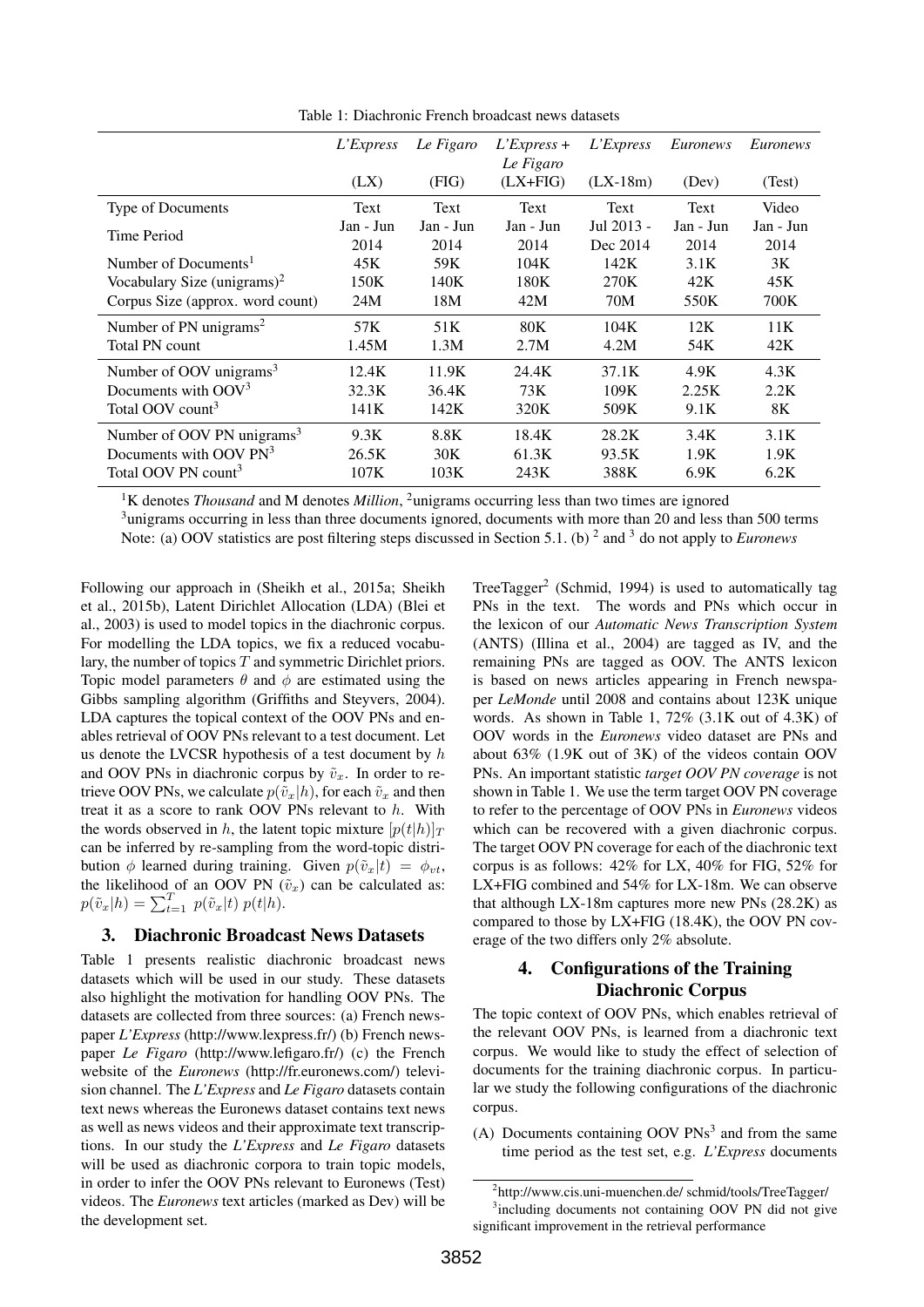Table 1: Diachronic French broadcast news datasets

| | *L'Express* (LX) | *Le Figaro* (FIG) | *L'Express* + *Le Figaro* (LX+FIG) | *L'Express* (LX-18m) | *Euronews* (Dev) | *Euronews* (Test) |
|---|---|---|---|---|---|---|
| Type of Documents | Text | Text | Text | Text | Text | Video |
| Time Period | Jan - Jun 2014 | Jan - Jun 2014 | Jan - Jun 2014 | Jul 2013 - Dec 2014 | Jan - Jun 2014 | Jan - Jun 2014 |
| Number of Documents[1] | 45K | 59K | 104K | 142K | 3.1K | 3K |
| Vocabulary Size (unigrams)[2] | 150K | 140K | 180K | 270K | 42K | 45K |
| Corpus Size (approx. word count) | 24M | 18M | 42M | 70M | 550K | 700K |
| Number of PN unigrams[2] | 57K | 51K | 80K | 104K | 12K | 11K |
| Total PN count | 1.45M | 1.3M | 2.7M | 4.2M | 54K | 42K |
| Number of OOV unigrams[3] | 12.4K | 11.9K | 24.4K | 37.1K | 4.9K | 4.3K |
| Documents with OOV[3] | 32.3K | 36.4K | 73K | 109K | 2.25K | 2.2K |
| Total OOV count[3] | 141K | 142K | 320K | 509K | 9.1K | 8K |
| Number of OOV PN unigrams[3] | 9.3K | 8.8K | 18.4K | 28.2K | 3.4K | 3.1K |
| Documents with OOV PN[3] | 26.5K | 30K | 61.3K | 93.5K | 1.9K | 1.9K |
| Total OOV PN count[3] | 107K | 103K | 243K | 388K | 6.9K | 6.2K |

[1]K denotes *Thousand* and M denotes *Million*, [2]unigrams occurring less than two times are ignored
[3]unigrams occurring in less than three documents ignored, documents with more than 20 and less than 500 terms
Note: (a) OOV statistics are post filtering steps discussed in Section 5.1. (b) [2] and [3] do not apply to *Euronews*

Following our approach in (Sheikh et al., 2015a; Sheikh et al., 2015b), Latent Dirichlet Allocation (LDA) (Blei et al., 2003) is used to model topics in the diachronic corpus. For modelling the LDA topics, we fix a reduced vocabulary, the number of topics $T$ and symmetric Dirichlet priors. Topic model parameters $\theta$ and $\phi$ are estimated using the Gibbs sampling algorithm (Griffiths and Steyvers, 2004). LDA captures the topical context of the OOV PNs and enables retrieval of OOV PNs relevant to a test document. Let us denote the LVCSR hypothesis of a test document by $h$ and OOV PNs in diachronic corpus by $\tilde{v}_x$. In order to retrieve OOV PNs, we calculate $p(\tilde{v}_x|h)$, for each $\tilde{v}_x$ and then treat it as a score to rank OOV PNs relevant to $h$. With the words observed in $h$, the latent topic mixture $[p(t|h)]_T$ can be inferred by re-sampling from the word-topic distribution $\phi$ learned during training. Given $p(\tilde{v}_x|t) = \phi_{vt}$, the likelihood of an OOV PN ($\tilde{v}_x$) can be calculated as: $p(\tilde{v}_x|h) = \sum_{t=1}^{T} p(\tilde{v}_x|t)\, p(t|h)$.

## 3. Diachronic Broadcast News Datasets

Table 1 presents realistic diachronic broadcast news datasets which will be used in our study. These datasets also highlight the motivation for handling OOV PNs. The datasets are collected from three sources: (a) French newspaper *L'Express* (http://www.lexpress.fr/) (b) French newspaper *Le Figaro* (http://www.lefigaro.fr/) (c) the French website of the *Euronews* (http://fr.euronews.com/) television channel. The *L'Express* and *Le Figaro* datasets contain text news whereas the Euronews dataset contains text news as well as news videos and their approximate text transcriptions. In our study the *L'Express* and *Le Figaro* datasets will be used as diachronic corpora to train topic models, in order to infer the OOV PNs relevant to Euronews (Test) videos. The *Euronews* text articles (marked as Dev) will be the development set.

TreeTagger[2] (Schmid, 1994) is used to automatically tag PNs in the text. The words and PNs which occur in the lexicon of our *Automatic News Transcription System* (ANTS) (Illina et al., 2004) are tagged as IV, and the remaining PNs are tagged as OOV. The ANTS lexicon is based on news articles appearing in French newspaper *LeMonde* until 2008 and contains about 123K unique words. As shown in Table 1, 72% (3.1K out of 4.3K) of OOV words in the *Euronews* video dataset are PNs and about 63% (1.9K out of 3K) of the videos contain OOV PNs. An important statistic *target OOV PN coverage* is not shown in Table 1. We use the term target OOV PN coverage to refer to the percentage of OOV PNs in *Euronews* videos which can be recovered with a given diachronic corpus. The target OOV PN coverage for each of the diachronic text corpus is as follows: 42% for LX, 40% for FIG, 52% for LX+FIG combined and 54% for LX-18m. We can observe that although LX-18m captures more new PNs (28.2K) as compared to those by LX+FIG (18.4K), the OOV PN coverage of the two differs only 2% absolute.

## 4. Configurations of the Training Diachronic Corpus

The topic context of OOV PNs, which enables retrieval of the relevant OOV PNs, is learned from a diachronic text corpus. We would like to study the effect of selection of documents for the training diachronic corpus. In particular we study the following configurations of the diachronic corpus.

(A) Documents containing OOV PNs[3] and from the same time period as the test set, e.g. *L'Express* documents

[2]http://www.cis.uni-muenchen.de/ schmid/tools/TreeTagger/
[3]including documents not containing OOV PN did not give significant improvement in the retrieval performance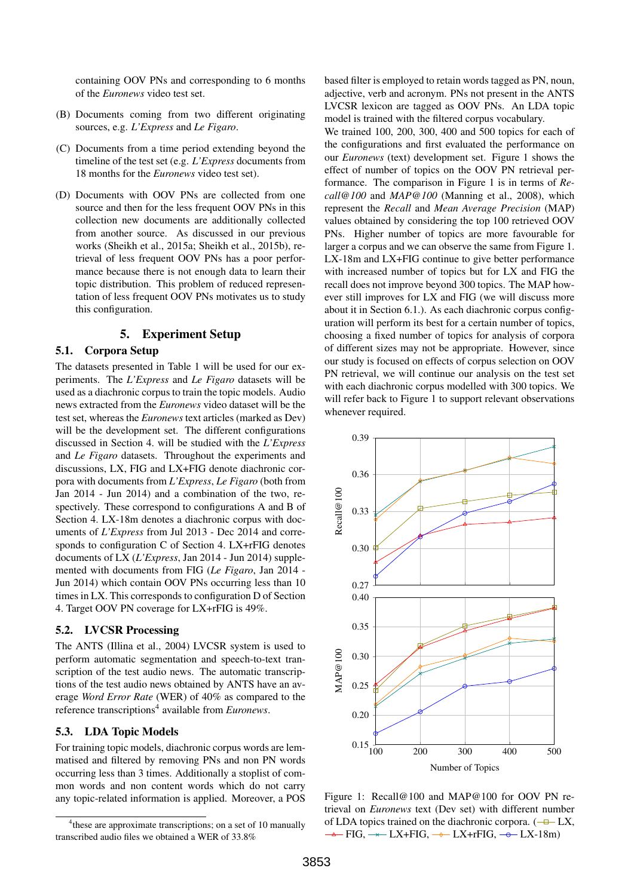containing OOV PNs and corresponding to 6 months of the *Euronews* video test set.

(B) Documents coming from two different originating sources, e.g. *L'Express* and *Le Figaro*.

(C) Documents from a time period extending beyond the timeline of the test set (e.g. *L'Express* documents from 18 months for the *Euronews* video test set).

(D) Documents with OOV PNs are collected from one source and then for the less frequent OOV PNs in this collection new documents are additionally collected from another source. As discussed in our previous works (Sheikh et al., 2015a; Sheikh et al., 2015b), retrieval of less frequent OOV PNs has a poor performance because there is not enough data to learn their topic distribution. This problem of reduced representation of less frequent OOV PNs motivates us to study this configuration.

# 5. Experiment Setup

## 5.1. Corpora Setup

The datasets presented in Table 1 will be used for our experiments. The *L'Express* and *Le Figaro* datasets will be used as a diachronic corpus to train the topic models. Audio news extracted from the *Euronews* video dataset will be the test set, whereas the *Euronews* text articles (marked as Dev) will be the development set. The different configurations discussed in Section 4. will be studied with the *L'Express* and *Le Figaro* datasets. Throughout the experiments and discussions, LX, FIG and LX+FIG denote diachronic corpora with documents from *L'Express*, *Le Figaro* (both from Jan 2014 - Jun 2014) and a combination of the two, respectively. These correspond to configurations A and B of Section 4. LX-18m denotes a diachronic corpus with documents of *L'Express* from Jul 2013 - Dec 2014 and corresponds to configuration C of Section 4. LX+rFIG denotes documents of LX (*L'Express*, Jan 2014 - Jun 2014) supplemented with documents from FIG (*Le Figaro*, Jan 2014 - Jun 2014) which contain OOV PNs occurring less than 10 times in LX. This corresponds to configuration D of Section 4. Target OOV PN coverage for LX+rFIG is 49%.

## 5.2. LVCSR Processing

The ANTS (Illina et al., 2004) LVCSR system is used to perform automatic segmentation and speech-to-text transcription of the test audio news. The automatic transcriptions of the test audio news obtained by ANTS have an average *Word Error Rate* (WER) of 40% as compared to the reference transcriptions[4] available from *Euronews*.

## 5.3. LDA Topic Models

For training topic models, diachronic corpus words are lemmatised and filtered by removing PNs and non PN words occurring less than 3 times. Additionally a stoplist of common words and non content words which do not carry any topic-related information is applied. Moreover, a POS based filter is employed to retain words tagged as PN, noun, adjective, verb and acronym. PNs not present in the ANTS LVCSR lexicon are tagged as OOV PNs. An LDA topic model is trained with the filtered corpus vocabulary.

We trained 100, 200, 300, 400 and 500 topics for each of the configurations and first evaluated the performance on our *Euronews* (text) development set. Figure 1 shows the effect of number of topics on the OOV PN retrieval performance. The comparison in Figure 1 is in terms of *Recall@100* and *MAP@100* (Manning et al., 2008), which represent the *Recall* and *Mean Average Precision* (MAP) values obtained by considering the top 100 retrieved OOV PNs. Higher number of topics are more favourable for larger a corpus and we can observe the same from Figure 1. LX-18m and LX+FIG continue to give better performance with increased number of topics but for LX and FIG the recall does not improve beyond 300 topics. The MAP however still improves for LX and FIG (we will discuss more about it in Section 6.1.). As each diachronic corpus configuration will perform its best for a certain number of topics, choosing a fixed number of topics for analysis of corpora of different sizes may not be appropriate. However, since our study is focused on effects of corpus selection on OOV PN retrieval, we will continue our analysis on the test set with each diachronic corpus modelled with 300 topics. We will refer back to Figure 1 to support relevant observations whenever required.

Figure 1: Recall@100 and MAP@100 for OOV PN retrieval on *Euronews* text (Dev set) with different number of LDA topics trained on the diachronic corpora. (LX, FIG, LX+FIG, LX+rFIG, LX-18m)

[4] these are approximate transcriptions; on a set of 10 manually transcribed audio files we obtained a WER of 33.8%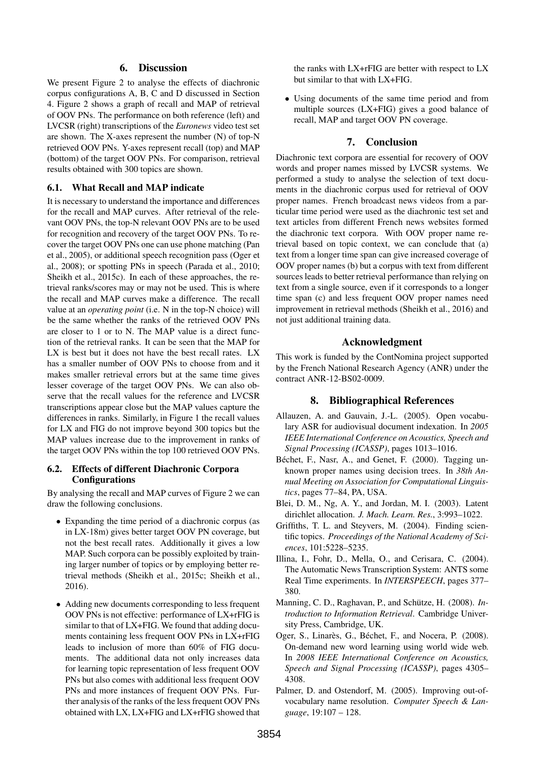## 6. Discussion

We present Figure 2 to analyse the effects of diachronic corpus configurations A, B, C and D discussed in Section 4. Figure 2 shows a graph of recall and MAP of retrieval of OOV PNs. The performance on both reference (left) and LVCSR (right) transcriptions of the *Euronews* video test set are shown. The X-axes represent the number (N) of top-N retrieved OOV PNs. Y-axes represent recall (top) and MAP (bottom) of the target OOV PNs. For comparison, retrieval results obtained with 300 topics are shown.

### 6.1. What Recall and MAP indicate

It is necessary to understand the importance and differences for the recall and MAP curves. After retrieval of the relevant OOV PNs, the top-N relevant OOV PNs are to be used for recognition and recovery of the target OOV PNs. To recover the target OOV PNs one can use phone matching (Pan et al., 2005), or additional speech recognition pass (Oger et al., 2008); or spotting PNs in speech (Parada et al., 2010; Sheikh et al., 2015c). In each of these approaches, the retrieval ranks/scores may or may not be used. This is where the recall and MAP curves make a difference. The recall value at an *operating point* (i.e. N in the top-N choice) will be the same whether the ranks of the retrieved OOV PNs are closer to 1 or to N. The MAP value is a direct function of the retrieval ranks. It can be seen that the MAP for LX is best but it does not have the best recall rates. LX has a smaller number of OOV PNs to choose from and it makes smaller retrieval errors but at the same time gives lesser coverage of the target OOV PNs. We can also observe that the recall values for the reference and LVCSR transcriptions appear close but the MAP values capture the differences in ranks. Similarly, in Figure 1 the recall values for LX and FIG do not improve beyond 300 topics but the MAP values increase due to the improvement in ranks of the target OOV PNs within the top 100 retrieved OOV PNs.

### 6.2. Effects of different Diachronic Corpora Configurations

By analysing the recall and MAP curves of Figure 2 we can draw the following conclusions.

- Expanding the time period of a diachronic corpus (as in LX-18m) gives better target OOV PN coverage, but not the best recall rates. Additionally it gives a low MAP. Such corpora can be possibly exploited by training larger number of topics or by employing better retrieval methods (Sheikh et al., 2015c; Sheikh et al., 2016).
- Adding new documents corresponding to less frequent OOV PNs is not effective: performance of LX+rFIG is similar to that of LX+FIG. We found that adding documents containing less frequent OOV PNs in LX+rFIG leads to inclusion of more than 60% of FIG documents. The additional data not only increases data for learning topic representation of less frequent OOV PNs but also comes with additional less frequent OOV PNs and more instances of frequent OOV PNs. Further analysis of the ranks of the less frequent OOV PNs obtained with LX, LX+FIG and LX+rFIG showed that the ranks with LX+rFIG are better with respect to LX but similar to that with LX+FIG.
- Using documents of the same time period and from multiple sources (LX+FIG) gives a good balance of recall, MAP and target OOV PN coverage.

## 7. Conclusion

Diachronic text corpora are essential for recovery of OOV words and proper names missed by LVCSR systems. We performed a study to analyse the selection of text documents in the diachronic corpus used for retrieval of OOV proper names. French broadcast news videos from a particular time period were used as the diachronic test set and text articles from different French news websites formed the diachronic text corpora. With OOV proper name retrieval based on topic context, we can conclude that (a) text from a longer time span can give increased coverage of OOV proper names (b) but a corpus with text from different sources leads to better retrieval performance than relying on text from a single source, even if it corresponds to a longer time span (c) and less frequent OOV proper names need improvement in retrieval methods (Sheikh et al., 2016) and not just additional training data.

## Acknowledgment

This work is funded by the ContNomina project supported by the French National Research Agency (ANR) under the contract ANR-12-BS02-0009.

## 8. Bibliographical References

Allauzen, A. and Gauvain, J.-L. (2005). Open vocabulary ASR for audiovisual document indexation. In *2005 IEEE International Conference on Acoustics, Speech and Signal Processing (ICASSP)*, pages 1013–1016.

Béchet, F., Nasr, A., and Genet, F. (2000). Tagging unknown proper names using decision trees. In *38th Annual Meeting on Association for Computational Linguistics*, pages 77–84, PA, USA.

Blei, D. M., Ng, A. Y., and Jordan, M. I. (2003). Latent dirichlet allocation. *J. Mach. Learn. Res.*, 3:993–1022.

Griffiths, T. L. and Steyvers, M. (2004). Finding scientific topics. *Proceedings of the National Academy of Sciences*, 101:5228–5235.

Illina, I., Fohr, D., Mella, O., and Cerisara, C. (2004). The Automatic News Transcription System: ANTS some Real Time experiments. In *INTERSPEECH*, pages 377–380.

Manning, C. D., Raghavan, P., and Schütze, H. (2008). *Introduction to Information Retrieval*. Cambridge University Press, Cambridge, UK.

Oger, S., Linarès, G., Béchet, F., and Nocera, P. (2008). On-demand new word learning using world wide web. In *2008 IEEE International Conference on Acoustics, Speech and Signal Processing (ICASSP)*, pages 4305–4308.

Palmer, D. and Ostendorf, M. (2005). Improving out-of-vocabulary name resolution. *Computer Speech & Language*, 19:107 – 128.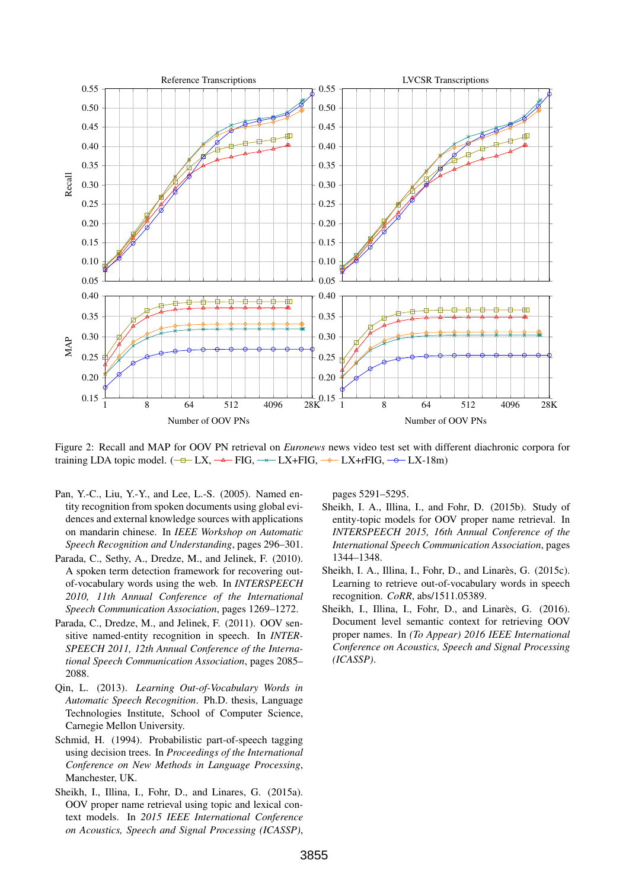Reference Transcriptions

LVCSR Transcriptions

Recall

0.55
0.50
0.45
0.40
0.35
0.30
0.25
0.20
0.15
0.10
0.05

MAP

0.40
0.35
0.30
0.25
0.20
0.15

1 8 64 512 4096 28K

Number of OOV PNs

Figure 2: Recall and MAP for OOV PN retrieval on *Euronews* news video test set with different diachronic corpora for training LDA topic model. (LX, FIG, LX+FIG, LX+rFIG, LX-18m)

Pan, Y.-C., Liu, Y.-Y., and Lee, L.-S. (2005). Named entity recognition from spoken documents using global evidences and external knowledge sources with applications on mandarin chinese. In *IEEE Workshop on Automatic Speech Recognition and Understanding*, pages 296–301.

Parada, C., Sethy, A., Dredze, M., and Jelinek, F. (2010). A spoken term detection framework for recovering out-of-vocabulary words using the web. In *INTERSPEECH 2010, 11th Annual Conference of the International Speech Communication Association*, pages 1269–1272.

Parada, C., Dredze, M., and Jelinek, F. (2011). OOV sensitive named-entity recognition in speech. In *INTERSPEECH 2011, 12th Annual Conference of the International Speech Communication Association*, pages 2085–2088.

Qin, L. (2013). *Learning Out-of-Vocabulary Words in Automatic Speech Recognition*. Ph.D. thesis, Language Technologies Institute, School of Computer Science, Carnegie Mellon University.

Schmid, H. (1994). Probabilistic part-of-speech tagging using decision trees. In *Proceedings of the International Conference on New Methods in Language Processing*, Manchester, UK.

Sheikh, I., Illina, I., Fohr, D., and Linares, G. (2015a). OOV proper name retrieval using topic and lexical context models. In *2015 IEEE International Conference on Acoustics, Speech and Signal Processing (ICASSP)*, pages 5291–5295.

Sheikh, I. A., Illina, I., and Fohr, D. (2015b). Study of entity-topic models for OOV proper name retrieval. In *INTERSPEECH 2015, 16th Annual Conference of the International Speech Communication Association*, pages 1344–1348.

Sheikh, I. A., Illina, I., Fohr, D., and Linarès, G. (2015c). Learning to retrieve out-of-vocabulary words in speech recognition. *CoRR*, abs/1511.05389.

Sheikh, I., Illina, I., Fohr, D., and Linarès, G. (2016). Document level semantic context for retrieving OOV proper names. In *(To Appear) 2016 IEEE International Conference on Acoustics, Speech and Signal Processing (ICASSP)*.